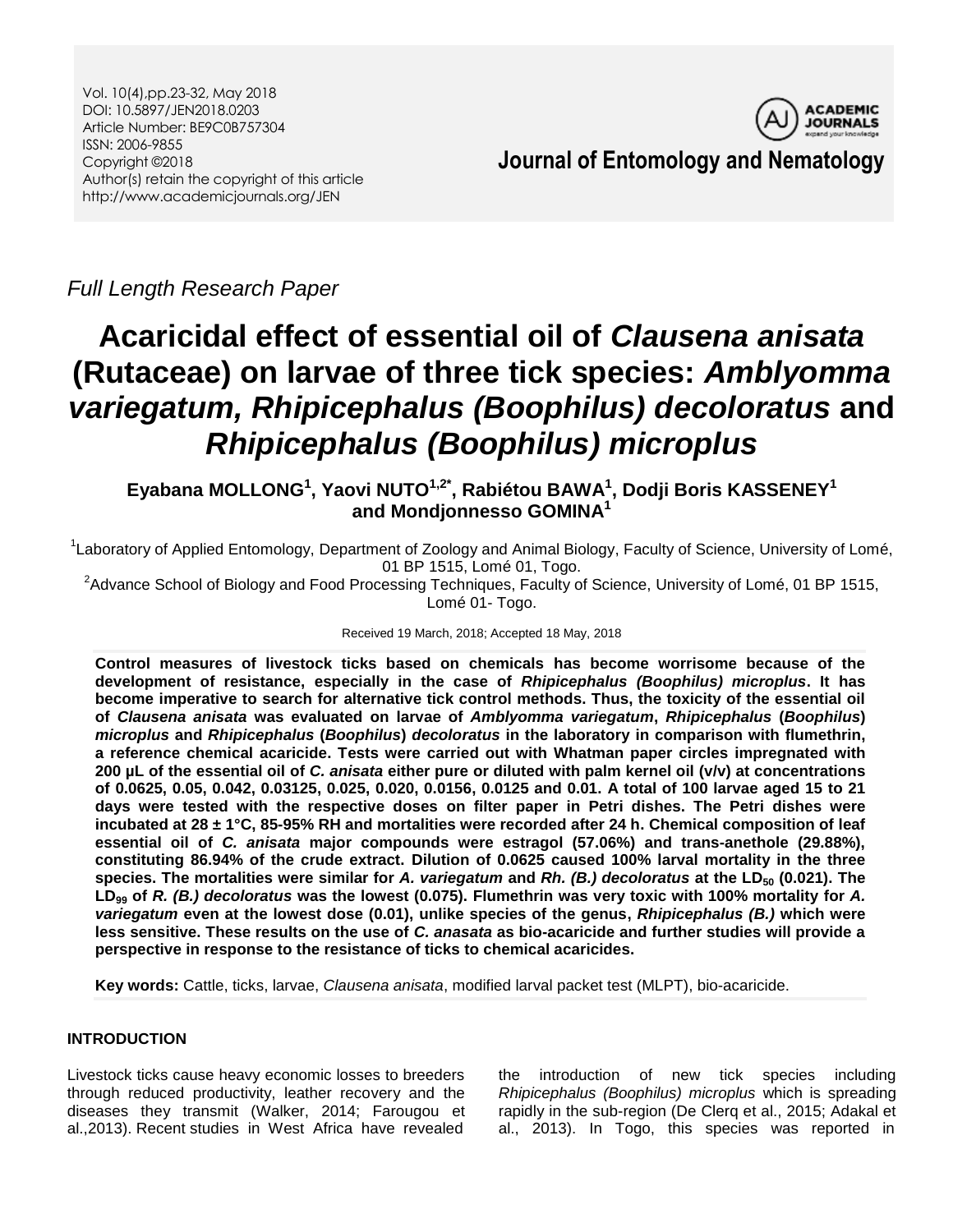*Full Length Research Paper*

# Acaricidal effect of essential oil of *Clausena anisata* (Rutaceae) on larvae of three tick species: *Amblyomma variegatum, Rhipicephalus (Boophilus) decoloratus* and *Rhipicephalus (Boophilus) microplus*

**Eyabana MOLLONG[1], Yaovi NUTO[1,2*], Rabiétou BAWA[1], Dodji Boris KASSENEY[1] and Mondjonnesso GOMINA[1]**

[1]Laboratory of Applied Entomology, Department of Zoology and Animal Biology, Faculty of Science, University of Lomé, 01 BP 1515, Lomé 01, Togo.

[2]Advance School of Biology and Food Processing Techniques, Faculty of Science, University of Lomé, 01 BP 1515, Lomé 01- Togo.

Received 19 March, 2018; Accepted 18 May, 2018

**Control measures of livestock ticks based on chemicals has become worrisome because of the development of resistance, especially in the case of *Rhipicephalus (Boophilus) microplus*. It has become imperative to search for alternative tick control methods. Thus, the toxicity of the essential oil of *Clausena anisata* was evaluated on larvae of *Amblyomma variegatum*, *Rhipicephalus* (*Boophilus*) *microplus* and *Rhipicephalus* (*Boophilus*) *decoloratus* in the laboratory in comparison with flumethrin, a reference chemical acaricide. Tests were carried out with Whatman paper circles impregnated with 200 µL of the essential oil of *C. anisata* either pure or diluted with palm kernel oil (v/v) at concentrations of 0.0625, 0.05, 0.042, 0.03125, 0.025, 0.020, 0.0156, 0.0125 and 0.01. A total of 100 larvae aged 15 to 21 days were tested with the respective doses on filter paper in Petri dishes. The Petri dishes were incubated at 28 ± 1°C, 85-95% RH and mortalities were recorded after 24 h. Chemical composition of leaf essential oil of *C. anisata* major compounds were estragol (57.06%) and trans-anethole (29.88%), constituting 86.94% of the crude extract. Dilution of 0.0625 caused 100% larval mortality in the three species. The mortalities were similar for *A. variegatum* and *Rh. (B.) decoloratus* at the $LD_{50}$ (0.021). The $LD_{99}$ of *R. (B.) decoloratus* was the lowest (0.075). Flumethrin was very toxic with 100% mortality for *A. variegatum* even at the lowest dose (0.01), unlike species of the genus, *Rhipicephalus (B.)* which were less sensitive. These results on the use of *C. anasata* as bio-acaricide and further studies will provide a perspective in response to the resistance of ticks to chemical acaricides.**

**Key words:** Cattle, ticks, larvae, *Clausena anisata*, modified larval packet test (MLPT), bio-acaricide.

## INTRODUCTION

Livestock ticks cause heavy economic losses to breeders through reduced productivity, leather recovery and the diseases they transmit (Walker, 2014; Farougou et al.,2013). Recent studies in West Africa have revealed the introduction of new tick species including *Rhipicephalus (Boophilus) microplus* which is spreading rapidly in the sub-region (De Clerq et al., 2015; Adakal et al., 2013). In Togo, this species was reported in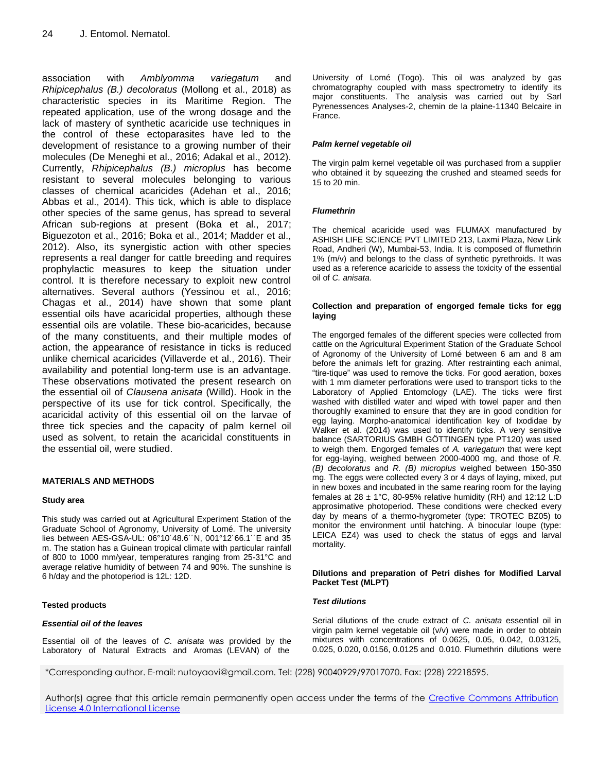association with *Amblyomma variegatum* and *Rhipicephalus (B.) decoloratus* (Mollong et al., 2018) as characteristic species in its Maritime Region. The repeated application, use of the wrong dosage and the lack of mastery of synthetic acaricide use techniques in the control of these ectoparasites have led to the development of resistance to a growing number of their molecules (De Meneghi et al., 2016; Adakal et al., 2012). Currently, *Rhipicephalus (B.) microplus* has become resistant to several molecules belonging to various classes of chemical acaricides (Adehan et al., 2016; Abbas et al., 2014). This tick, which is able to displace other species of the same genus, has spread to several African sub-regions at present (Boka et al., 2017; Biguezoton et al., 2016; Boka et al., 2014; Madder et al., 2012). Also, its synergistic action with other species represents a real danger for cattle breeding and requires prophylactic measures to keep the situation under control. It is therefore necessary to exploit new control alternatives. Several authors (Yessinou et al., 2016; Chagas et al., 2014) have shown that some plant essential oils have acaricidal properties, although these essential oils are volatile. These bio-acaricides, because of the many constituents, and their multiple modes of action, the appearance of resistance in ticks is reduced unlike chemical acaricides (Villaverde et al., 2016). Their availability and potential long-term use is an advantage. These observations motivated the present research on the essential oil of *Clausena anisata* (Willd). Hook in the perspective of its use for tick control. Specifically, the acaricidal activity of this essential oil on the larvae of three tick species and the capacity of palm kernel oil used as solvent, to retain the acaricidal constituents in the essential oil, were studied.

## MATERIALS AND METHODS

### Study area

This study was carried out at Agricultural Experiment Station of the Graduate School of Agronomy, University of Lomé. The university lies between AES-GSA-UL: 06°10´48.6´´N, 001°12´66.1´´E and 35 m. The station has a Guinean tropical climate with particular rainfall of 800 to 1000 mm/year, temperatures ranging from 25-31°C and average relative humidity of between 74 and 90%. The sunshine is 6 h/day and the photoperiod is 12L: 12D.

### Tested products

#### *Essential oil of the leaves*

Essential oil of the leaves of *C. anisata* was provided by the Laboratory of Natural Extracts and Aromas (LEVAN) of the University of Lomé (Togo). This oil was analyzed by gas chromatography coupled with mass spectrometry to identify its major constituents. The analysis was carried out by Sarl Pyrenessences Analyses-2, chemin de la plaine-11340 Belcaire in France.

#### *Palm kernel vegetable oil*

The virgin palm kernel vegetable oil was purchased from a supplier who obtained it by squeezing the crushed and steamed seeds for 15 to 20 min.

#### *Flumethrin*

The chemical acaricide used was FLUMAX manufactured by ASHISH LIFE SCIENCE PVT LIMITED 213, Laxmi Plaza, New Link Road, Andheri (W), Mumbai-53, India. It is composed of flumethrin 1% (m/v) and belongs to the class of synthetic pyrethroids. It was used as a reference acaricide to assess the toxicity of the essential oil of *C. anisata*.

### Collection and preparation of engorged female ticks for egg laying

The engorged females of the different species were collected from cattle on the Agricultural Experiment Station of the Graduate School of Agronomy of the University of Lomé between 6 am and 8 am before the animals left for grazing. After restrainting each animal, "tire-tique" was used to remove the ticks. For good aeration, boxes with 1 mm diameter perforations were used to transport ticks to the Laboratory of Applied Entomology (LAE). The ticks were first washed with distilled water and wiped with towel paper and then thoroughly examined to ensure that they are in good condition for egg laying. Morpho-anatomical identification key of Ixodidae by Walker et al. (2014) was used to identify ticks. A very sensitive balance (SARTORIUS GMBH GÖTTINGEN type PT120) was used to weigh them. Engorged females of *A. variegatum* that were kept for egg-laying, weighed between 2000-4000 mg, and those of *R. (B) decoloratus* and *R. (B) microplus* weighed between 150-350 mg. The eggs were collected every 3 or 4 days of laying, mixed, put in new boxes and incubated in the same rearing room for the laying females at 28 ± 1°C, 80-95% relative humidity (RH) and 12:12 L:D approsimative photoperiod. These conditions were checked every day by means of a thermo-hygrometer (type: TROTEC BZ05) to monitor the environment until hatching. A binocular loupe (type: LEICA EZ4) was used to check the status of eggs and larval mortality.

### Dilutions and preparation of Petri dishes for Modified Larval Packet Test (MLPT)

#### *Test dilutions*

Serial dilutions of the crude extract of *C. anisata* essential oil in virgin palm kernel vegetable oil (v/v) were made in order to obtain mixtures with concentrations of 0.0625, 0.05, 0.042, 0.03125, 0.025, 0.020, 0.0156, 0.0125 and 0.010. Flumethrin dilutions were

*Corresponding author. E-mail: nutoyaovi@gmail.com. Tel: (228) 90040929/97017070. Fax: (228) 22218595.

Author(s) agree that this article remain permanently open access under the terms of the Creative Commons Attribution License 4.0 International License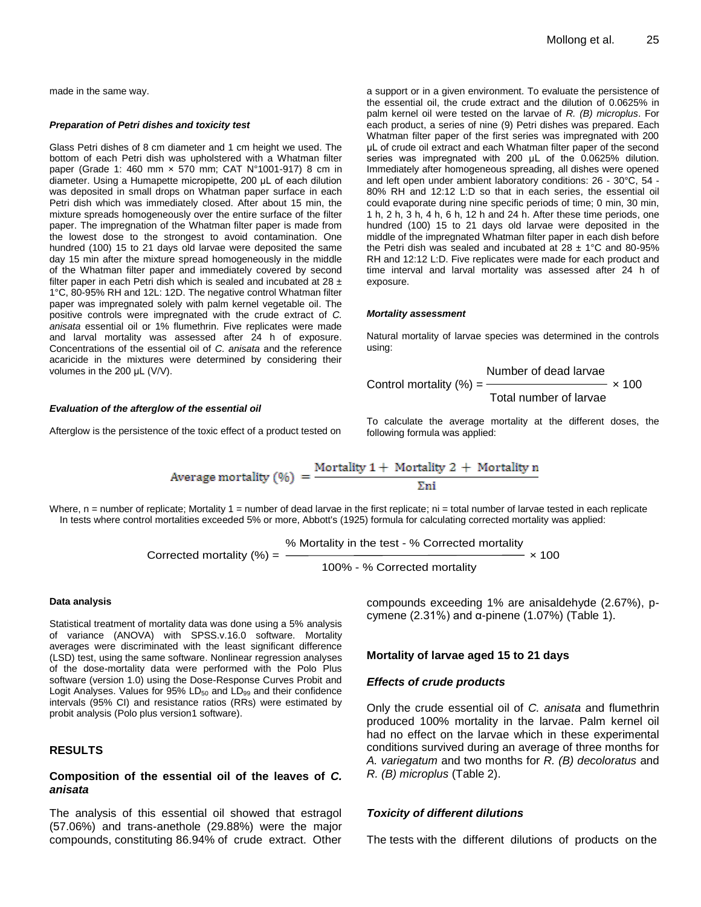made in the same way.

#### *Preparation of Petri dishes and toxicity test*

Glass Petri dishes of 8 cm diameter and 1 cm height we used. The bottom of each Petri dish was upholstered with a Whatman filter paper (Grade 1: 460 mm × 570 mm; CAT N°1001-917) 8 cm in diameter. Using a Humapette micropipette, 200 µL of each dilution was deposited in small drops on Whatman paper surface in each Petri dish which was immediately closed. After about 15 min, the mixture spreads homogeneously over the entire surface of the filter paper. The impregnation of the Whatman filter paper is made from the lowest dose to the strongest to avoid contamination. One hundred (100) 15 to 21 days old larvae were deposited the same day 15 min after the mixture spread homogeneously in the middle of the Whatman filter paper and immediately covered by second filter paper in each Petri dish which is sealed and incubated at 28 ± 1°C, 80-95% RH and 12L: 12D. The negative control Whatman filter paper was impregnated solely with palm kernel vegetable oil. The positive controls were impregnated with the crude extract of *C. anisata* essential oil or 1% flumethrin. Five replicates were made and larval mortality was assessed after 24 h of exposure. Concentrations of the essential oil of *C. anisata* and the reference acaricide in the mixtures were determined by considering their volumes in the 200 µL (V/V).

#### *Evaluation of the afterglow of the essential oil*

Afterglow is the persistence of the toxic effect of a product tested on a support or in a given environment. To evaluate the persistence of the essential oil, the crude extract and the dilution of 0.0625% in palm kernel oil were tested on the larvae of *R. (B) microplus*. For each product, a series of nine (9) Petri dishes was prepared. Each Whatman filter paper of the first series was impregnated with 200 µL of crude oil extract and each Whatman filter paper of the second series was impregnated with 200 µL of the 0.0625% dilution. Immediately after homogeneous spreading, all dishes were opened and left open under ambient laboratory conditions: 26 - 30°C, 54 - 80% RH and 12:12 L:D so that in each series, the essential oil could evaporate during nine specific periods of time; 0 min, 30 min, 1 h, 2 h, 3 h, 4 h, 6 h, 12 h and 24 h. After these time periods, one hundred (100) 15 to 21 days old larvae were deposited in the middle of the impregnated Whatman filter paper in each dish before the Petri dish was sealed and incubated at 28 ± 1°C and 80-95% RH and 12:12 L:D. Five replicates were made for each product and time interval and larval mortality was assessed after 24 h of exposure.

#### *Mortality assessment*

Natural mortality of larvae species was determined in the controls using:

$$\text{Control mortality (\%)} = \frac{\text{Number of dead larvae}}{\text{Total number of larvae}} \times 100$$

To calculate the average mortality at the different doses, the following formula was applied:

$$\text{Average mortality (\%)} = \frac{\text{Mortality 1} + \text{Mortality 2} + \text{Mortality n}}{\Sigma ni}$$

Where, n = number of replicate; Mortality 1 = number of dead larvae in the first replicate; ni = total number of larvae tested in each replicate
In tests where control mortalities exceeded 5% or more, Abbott's (1925) formula for calculating corrected mortality was applied:

$$\text{Corrected mortality (\%)} = \frac{\text{\% Mortality in the test - \% Corrected mortality}}{\text{100\% - \% Corrected mortality}} \times 100$$

#### Data analysis

Statistical treatment of mortality data was done using a 5% analysis of variance (ANOVA) with SPSS.v.16.0 software. Mortality averages were discriminated with the least significant difference (LSD) test, using the same software. Nonlinear regression analyses of the dose-mortality data were performed with the Polo Plus software (version 1.0) using the Dose-Response Curves Probit and Logit Analyses. Values for 95% $LD_{50}$ and $LD_{99}$ and their confidence intervals (95% CI) and resistance ratios (RRs) were estimated by probit analysis (Polo plus version1 software).

## RESULTS

### Composition of the essential oil of the leaves of *C. anisata*

The analysis of this essential oil showed that estragol (57.06%) and trans-anethole (29.88%) were the major compounds, constituting 86.94% of crude extract. Other compounds exceeding 1% are anisaldehyde (2.67%), p-cymene (2.31%) and α-pinene (1.07%) (Table 1).

### Mortality of larvae aged 15 to 21 days

#### *Effects of crude products*

Only the crude essential oil of *C. anisata* and flumethrin produced 100% mortality in the larvae. Palm kernel oil had no effect on the larvae which in these experimental conditions survived during an average of three months for *A. variegatum* and two months for *R. (B) decoloratus* and *R. (B) microplus* (Table 2).

#### *Toxicity of different dilutions*

The tests with the different dilutions of products on the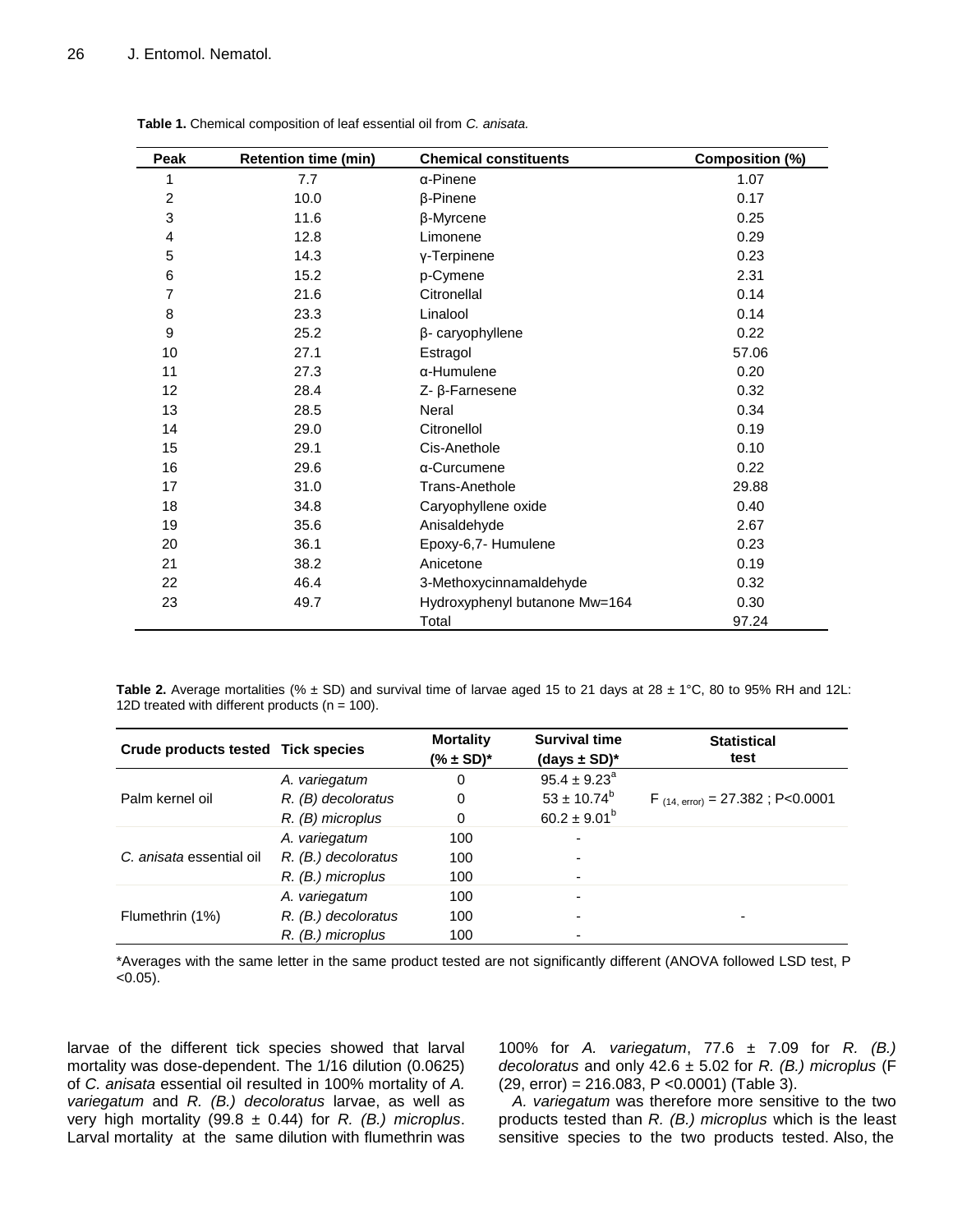**Table 1.** Chemical composition of leaf essential oil from *C. anisata.*

| Peak | Retention time (min) | Chemical constituents | Composition (%) |
|---|---|---|---|
| 1 | 7.7 | α-Pinene | 1.07 |
| 2 | 10.0 | β-Pinene | 0.17 |
| 3 | 11.6 | β-Myrcene | 0.25 |
| 4 | 12.8 | Limonene | 0.29 |
| 5 | 14.3 | γ-Terpinene | 0.23 |
| 6 | 15.2 | p-Cymene | 2.31 |
| 7 | 21.6 | Citronellal | 0.14 |
| 8 | 23.3 | Linalool | 0.14 |
| 9 | 25.2 | β- caryophyllene | 0.22 |
| 10 | 27.1 | Estragol | 57.06 |
| 11 | 27.3 | α-Humulene | 0.20 |
| 12 | 28.4 | Z- β-Farnesene | 0.32 |
| 13 | 28.5 | Neral | 0.34 |
| 14 | 29.0 | Citronellol | 0.19 |
| 15 | 29.1 | Cis-Anethole | 0.10 |
| 16 | 29.6 | α-Curcumene | 0.22 |
| 17 | 31.0 | Trans-Anethole | 29.88 |
| 18 | 34.8 | Caryophyllene oxide | 0.40 |
| 19 | 35.6 | Anisaldehyde | 2.67 |
| 20 | 36.1 | Epoxy-6,7- Humulene | 0.23 |
| 21 | 38.2 | Anicetone | 0.19 |
| 22 | 46.4 | 3-Methoxycinnamaldehyde | 0.32 |
| 23 | 49.7 | Hydroxyphenyl butanone Mw=164 | 0.30 |
| | | Total | 97.24 |

**Table 2.** Average mortalities (% ± SD) and survival time of larvae aged 15 to 21 days at 28 ± 1°C, 80 to 95% RH and 12L: 12D treated with different products (n = 100).

| Crude products tested | Tick species | Mortality (% ± SD)* | Survival time (days ± SD)* | Statistical test |
|---|---|---|---|---|
| Palm kernel oil | *A. variegatum* | 0 | 95.4 ± 9.23[a] | $F_{(14, error)}$ = 27.382 ; P<0.0001 |
| | *R. (B) decoloratus* | 0 | 53 ± 10.74[b] | |
| | *R. (B) microplus* | 0 | 60.2 ± 9.01[b] | |
| *C. anisata* essential oil | *A. variegatum* | 100 | - | |
| | *R. (B.) decoloratus* | 100 | - | |
| | *R. (B.) microplus* | 100 | - | |
| Flumethrin (1%) | *A. variegatum* | 100 | - | - |
| | *R. (B.) decoloratus* | 100 | - | |
| | *R. (B.) microplus* | 100 | - | |

*Averages with the same letter in the same product tested are not significantly different (ANOVA followed LSD test, P <0.05).

larvae of the different tick species showed that larval mortality was dose-dependent. The 1/16 dilution (0.0625) of *C. anisata* essential oil resulted in 100% mortality of *A. variegatum* and *R. (B.) decoloratus* larvae, as well as very high mortality (99.8 ± 0.44) for *R. (B.) microplus*. Larval mortality at the same dilution with flumethrin was 100% for *A. variegatum*, 77.6 ± 7.09 for *R. (B.) decoloratus* and only 42.6 ± 5.02 for *R. (B.) microplus* ($F_{(29, error)}$ = 216.083, P <0.0001) (Table 3).

*A. variegatum* was therefore more sensitive to the two products tested than *R. (B.) microplus* which is the least sensitive species to the two products tested. Also, the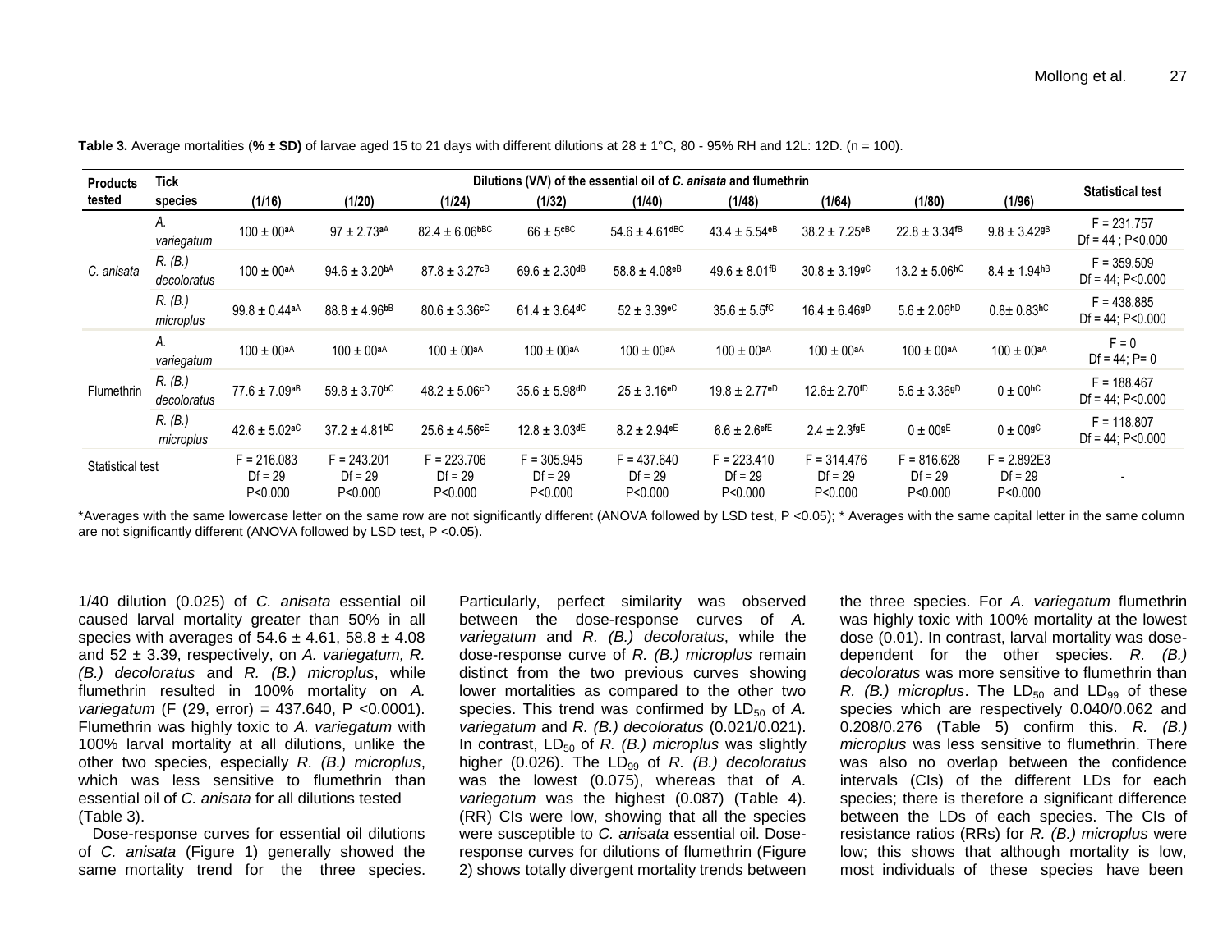**Table 3.** Average mortalities (**% ± SD)** of larvae aged 15 to 21 days with different dilutions at 28 ± 1°C, 80 - 95% RH and 12L: 12D. (n = 100).

| Products tested | Tick species | Dilutions (V/V) of the essential oil of *C. anisata* and flumethrin | | | | | | | | | Statistical test |
|---|---|---|---|---|---|---|---|---|---|---|---|
| | | (1/16) | (1/20) | (1/24) | (1/32) | (1/40) | (1/48) | (1/64) | (1/80) | (1/96) | |
| *C. anisata* | *A. variegatum* | 100 ± 00$^{aA}$ | 97 ± 2.73$^{aA}$ | 82.4 ± 6.06$^{bBC}$ | 66 ± 5$^{cBC}$ | 54.6 ± 4.61$^{dBC}$ | 43.4 ± 5.54$^{eB}$ | 38.2 ± 7.25$^{eB}$ | 22.8 ± 3.34$^{fB}$ | 9.8 ± 3.42$^{gB}$ | F = 231.757 Df = 44 ; P<0.000 |
| | *R. (B.) decoloratus* | 100 ± 00$^{aA}$ | 94.6 ± 3.20$^{bA}$ | 87.8 ± 3.27$^{cB}$ | 69.6 ± 2.30$^{dB}$ | 58.8 ± 4.08$^{eB}$ | 49.6 ± 8.01$^{fB}$ | 30.8 ± 3.19$^{gC}$ | 13.2 ± 5.06$^{hC}$ | 8.4 ± 1.94$^{hB}$ | F = 359.509 Df = 44; P<0.000 |
| | *R. (B.) microplus* | 99.8 ± 0.44$^{aA}$ | 88.8 ± 4.96$^{bB}$ | 80.6 ± 3.36$^{cC}$ | 61.4 ± 3.64$^{dC}$ | 52 ± 3.39$^{eC}$ | 35.6 ± 5.5$^{fC}$ | 16.4 ± 6.46$^{gD}$ | 5.6 ± 2.06$^{hD}$ | 0.8± 0.83$^{hC}$ | F = 438.885 Df = 44; P<0.000 |
| Flumethrin | *A. variegatum* | 100 ± 00$^{aA}$ | 100 ± 00$^{aA}$ | 100 ± 00$^{aA}$ | 100 ± 00$^{aA}$ | 100 ± 00$^{aA}$ | 100 ± 00$^{aA}$ | 100 ± 00$^{aA}$ | 100 ± 00$^{aA}$ | 100 ± 00$^{aA}$ | F = 0 Df = 44; P= 0 |
| | *R. (B.) decoloratus* | 77.6 ± 7.09$^{aB}$ | 59.8 ± 3.70$^{bC}$ | 48.2 ± 5.06$^{cD}$ | 35.6 ± 5.98$^{dD}$ | 25 ± 3.16$^{eD}$ | 19.8 ± 2.77$^{eD}$ | 12.6± 2.70$^{fD}$ | 5.6 ± 3.36$^{gD}$ | 0 ± 00$^{hC}$ | F = 188.467 Df = 44; P<0.000 |
| | *R. (B.) microplus* | 42.6 ± 5.02$^{aC}$ | 37.2 ± 4.81$^{bD}$ | 25.6 ± 4.56$^{cE}$ | 12.8 ± 3.03$^{dE}$ | 8.2 ± 2.94$^{eE}$ | 6.6 ± 2.6$^{efE}$ | 2.4 ± 2.3$^{fgE}$ | 0 ± 00$^{gE}$ | 0 ± 00$^{gC}$ | F = 118.807 Df = 44; P<0.000 |
| Statistical test | | F = 216.083 Df = 29 P<0.000 | F = 243.201 Df = 29 P<0.000 | F = 223.706 Df = 29 P<0.000 | F = 305.945 Df = 29 P<0.000 | F = 437.640 Df = 29 P<0.000 | F = 223.410 Df = 29 P<0.000 | F = 314.476 Df = 29 P<0.000 | F = 816.628 Df = 29 P<0.000 | F = 2.892E3 Df = 29 P<0.000 | - |

*Averages with the same lowercase letter on the same row are not significantly different (ANOVA followed by LSD test, P <0.05); * Averages with the same capital letter in the same column are not significantly different (ANOVA followed by LSD test, P <0.05).

1/40 dilution (0.025) of *C. anisata* essential oil caused larval mortality greater than 50% in all species with averages of 54.6 ± 4.61, 58.8 ± 4.08 and 52 ± 3.39, respectively, on *A. variegatum, R. (B.) decoloratus* and *R. (B.) microplus*, while flumethrin resulted in 100% mortality on *A. variegatum* (F (29, error) = 437.640, P <0.0001). Flumethrin was highly toxic to *A. variegatum* with 100% larval mortality at all dilutions, unlike the other two species, especially *R. (B.) microplus*, which was less sensitive to flumethrin than essential oil of *C. anisata* for all dilutions tested (Table 3).

Dose-response curves for essential oil dilutions of *C. anisata* (Figure 1) generally showed the same mortality trend for the three species. Particularly, perfect similarity was observed between the dose-response curves of *A. variegatum* and *R. (B.) decoloratus*, while the dose-response curve of *R. (B.) microplus* remain distinct from the two previous curves showing lower mortalities as compared to the other two species. This trend was confirmed by $LD_{50}$ of *A. variegatum* and *R. (B.) decoloratus* (0.021/0.021). In contrast, $LD_{50}$ of *R. (B.) microplus* was slightly higher (0.026). The $LD_{99}$ of *R. (B.) decoloratus* was the lowest (0.075), whereas that of *A. variegatum* was the highest (0.087) (Table 4). (RR) CIs were low, showing that all the species were susceptible to *C. anisata* essential oil. Dose-response curves for dilutions of flumethrin (Figure 2) shows totally divergent mortality trends between the three species. For *A. variegatum* flumethrin was highly toxic with 100% mortality at the lowest dose (0.01). In contrast, larval mortality was dose-dependent for the other species. *R. (B.) decoloratus* was more sensitive to flumethrin than *R. (B.) microplus*. The $LD_{50}$ and $LD_{99}$ of these species which are respectively 0.040/0.062 and 0.208/0.276 (Table 5) confirm this. *R. (B.) microplus* was less sensitive to flumethrin. There was also no overlap between the confidence intervals (CIs) of the different LDs for each species; there is therefore a significant difference between the LDs of each species. The CIs of resistance ratios (RRs) for *R. (B.) microplus* were low; this shows that although mortality is low, most individuals of these species have been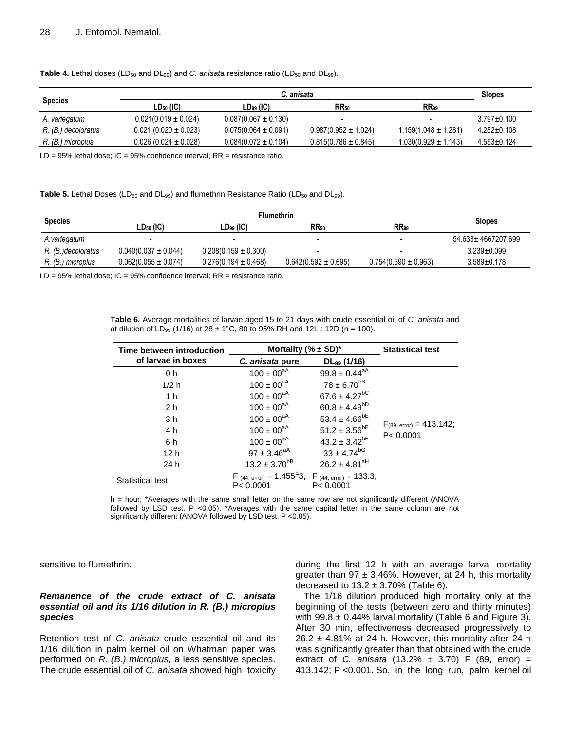**Table 4.** Lethal doses ($LD_{50}$ and $DL_{99}$) and *C. anisata* resistance ratio ($LD_{50}$ and $DL_{99}$).

| Species | *C. anisata* | | | | Slopes |
|---|---|---|---|---|---|
| | $LD_{50}$ (IC) | $LD_{99}$ (IC) | $RR_{50}$ | $RR_{99}$ | |
| *A. variegatum* | 0.021(0.019 ± 0.024) | 0.087(0.067 ± 0.130) | - | - | 3.797±0.100 |
| *R. (B.) decoloratus* | 0.021 (0.020 ± 0.023) | 0.075(0.064 ± 0.091) | 0.987(0.952 ± 1.024) | 1.159(1.048 ± 1.281) | 4.282±0.108 |
| *R. (B.) microplus* | 0.026 (0.024 ± 0.028) | 0.084(0.072 ± 0.104) | 0.815(0.786 ± 0.845) | 1.030(0.929 ± 1.143) | 4.553±0.124 |

LD = 95% lethal dose; IC = 95% confidence interval; RR = resistance ratio.

**Table 5.** Lethal Doses ($LD_{50}$ and $DL_{99}$) and flumethrin Resistance Ratio ($LD_{50}$ and $DL_{99}$).

| Species | Flumethrin | | | | Slopes |
|---|---|---|---|---|---|
| | $LD_{50}$ (IC) | $LD_{99}$ (IC) | $RR_{50}$ | $RR_{99}$ | |
| *A.variegatum* | - | - | - | - | 54.633± 4667207.699 |
| *R. (B.)decoloratus* | 0.040(0.037 ± 0.044) | 0.208(0.159 ± 0.300) | - | - | 3.239±0.099 |
| *R. (B.) microplus* | 0.062(0.055 ± 0.074) | 0.276(0.194 ± 0.468) | 0.642(0.592 ± 0.695) | 0.754(0.590 ± 0.963) | 3.589±0.178 |

LD = 95% lethal dose; IC = 95% confidence interval; RR = resistance ratio.

**Table 6.** Average mortalities of larvae aged 15 to 21 days with crude essential oil of *C. anisata* and at dilution of $LD_{99}$ (1/16) at 28 ± 1°C, 80 to 95% RH and 12L : 12D (n = 100).

| Time between introduction of larvae in boxes | Mortality (% ± SD)* | | Statistical test |
|---|---|---|---|
| | *C. anisata* pure | $DL_{99}$ (1/16) | |
| 0 h | $100 \pm 00^{aA}$ | $99.8 \pm 0.44^{aA}$ | $F_{(89, error)} = 413.142$; $P< 0.0001$ |
| 1/2 h | $100 \pm 00^{aA}$ | $78 \pm 6.70^{bB}$ | |
| 1 h | $100 \pm 00^{aA}$ | $67.6 \pm 4.27^{bC}$ | |
| 2 h | $100 \pm 00^{aA}$ | $60.8 \pm 4.49^{bD}$ | |
| 3 h | $100 \pm 00^{aA}$ | $53.4 \pm 4.66^{bE}$ | |
| 4 h | $100 \pm 00^{aA}$ | $51.2 \pm 3.56^{bE}$ | |
| 6 h | $100 \pm 00^{aA}$ | $43.2 \pm 3.42^{bF}$ | |
| 12 h | $97 \pm 3.46^{aA}$ | $33 \pm 4.74^{bG}$ | |
| 24 h | $13.2 \pm 3.70^{bB}$ | $26.2 \pm 4.81^{aH}$ | |
| Statistical test | $F_{(44, error)} = 1.455^{E}3$; $P< 0.0001$ | $F_{(44, error)} = 133.3$; $P< 0.0001$ | |

h = hour; *Averages with the same small letter on the same row are not significantly different (ANOVA followed by LSD test, P <0.05). *Averages with the same capital letter in the same column are not significantly different (ANOVA followed by LSD test, P <0.05).

sensitive to flumethrin.

### *Remanence of the crude extract of C. anisata essential oil and its 1/16 dilution in R. (B.) microplus species*

Retention test of *C. anisata* crude essential oil and its 1/16 dilution in palm kernel oil on Whatman paper was performed on *R. (B.) microplus,* a less sensitive species. The crude essential oil of *C. anisata* showed high toxicity during the first 12 h with an average larval mortality greater than 97 ± 3.46%. However, at 24 h, this mortality decreased to 13.2 ± 3.70% (Table 6).

The 1/16 dilution produced high mortality only at the beginning of the tests (between zero and thirty minutes) with 99.8 ± 0.44% larval mortality (Table 6 and Figure 3). After 30 min, effectiveness decreased progressively to 26.2 ± 4.81% at 24 h. However, this mortality after 24 h was significantly greater than that obtained with the crude extract of *C. anisata* (13.2% ± 3.70) F (89, error) = 413.142; P <0.001. So, in the long run, palm kernel oil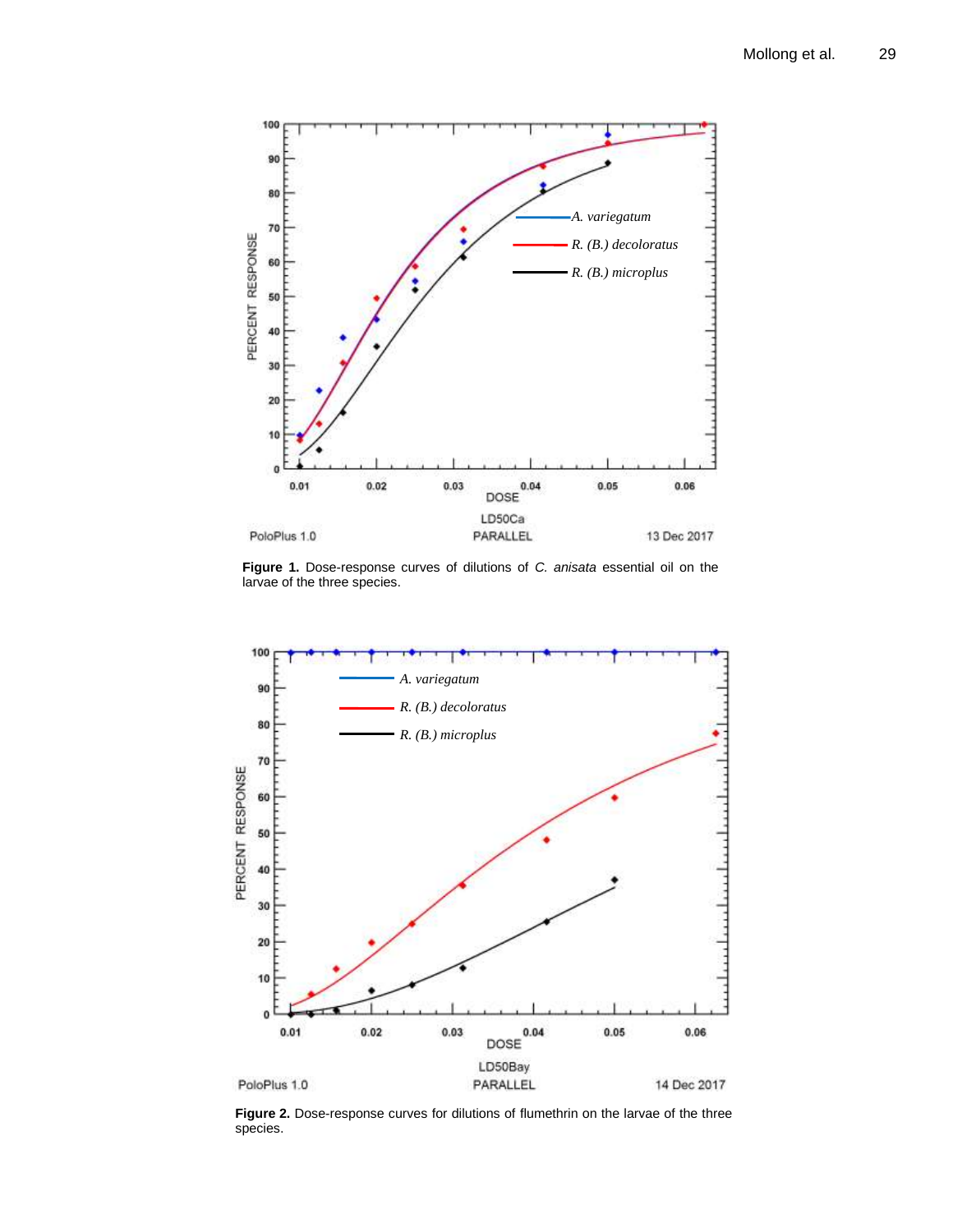PERCENT RESPONSE

100
90
80
70
60
50
40
30
20
10
0

0.01 0.02 0.03 0.04 0.05 0.06

DOSE

*A. variegatum*
*R. (B.) decoloratus*
*R. (B.) microplus*

LD50Ca
PARALLEL

PoloPlus 1.0

13 Dec 2017

**Figure 1.** Dose-response curves of dilutions of *C. anisata* essential oil on the larvae of the three species.

PERCENT RESPONSE

100
90
80
70
60
50
40
30
20
10
0

0.01 0.02 0.03 0.04 0.05 0.06

DOSE

*A. variegatum*
*R. (B.) decoloratus*
*R. (B.) microplus*

LD50Bay
PARALLEL

PoloPlus 1.0

14 Dec 2017

**Figure 2.** Dose-response curves for dilutions of flumethrin on the larvae of the three species.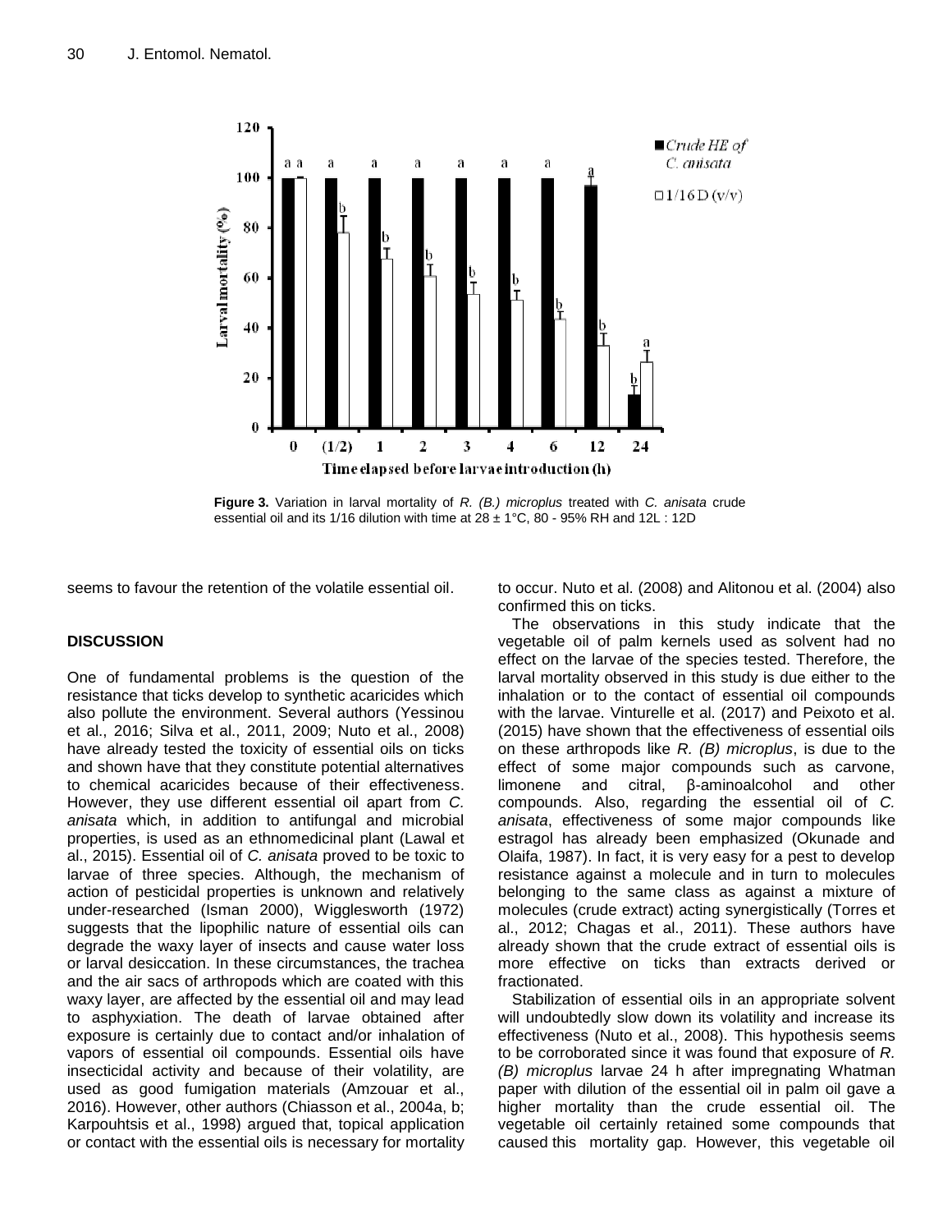120

100

80

60

40

20

0

Larval mortality (%)

a a a a a a a a a

b b b b b b b b a

■ Crude HE of C. anisata

□ 1/16 D (v/v)

0 (1/2) 1 2 3 4 6 12 24

Time elapsed before larvae introduction (h)

**Figure 3.** Variation in larval mortality of *R. (B.) microplus* treated with *C. anisata* crude essential oil and its 1/16 dilution with time at 28 ± 1°C, 80 - 95% RH and 12L : 12D

seems to favour the retention of the volatile essential oil.

## DISCUSSION

One of fundamental problems is the question of the resistance that ticks develop to synthetic acaricides which also pollute the environment. Several authors (Yessinou et al., 2016; Silva et al., 2011, 2009; Nuto et al., 2008) have already tested the toxicity of essential oils on ticks and shown have that they constitute potential alternatives to chemical acaricides because of their effectiveness. However, they use different essential oil apart from *C. anisata* which, in addition to antifungal and microbial properties, is used as an ethnomedicinal plant (Lawal et al., 2015). Essential oil of *C. anisata* proved to be toxic to larvae of three species. Although, the mechanism of action of pesticidal properties is unknown and relatively under-researched (Isman 2000), Wigglesworth (1972) suggests that the lipophilic nature of essential oils can degrade the waxy layer of insects and cause water loss or larval desiccation. In these circumstances, the trachea and the air sacs of arthropods which are coated with this waxy layer, are affected by the essential oil and may lead to asphyxiation. The death of larvae obtained after exposure is certainly due to contact and/or inhalation of vapors of essential oil compounds. Essential oils have insecticidal activity and because of their volatility, are used as good fumigation materials (Amzouar et al., 2016). However, other authors (Chiasson et al., 2004a, b; Karpouhtsis et al., 1998) argued that, topical application or contact with the essential oils is necessary for mortality to occur. Nuto et al. (2008) and Alitonou et al. (2004) also confirmed this on ticks.

The observations in this study indicate that the vegetable oil of palm kernels used as solvent had no effect on the larvae of the species tested. Therefore, the larval mortality observed in this study is due either to the inhalation or to the contact of essential oil compounds with the larvae. Vinturelle et al. (2017) and Peixoto et al. (2015) have shown that the effectiveness of essential oils on these arthropods like *R. (B) microplus*, is due to the effect of some major compounds such as carvone, limonene and citral, β-aminoalcohol and other compounds. Also, regarding the essential oil of *C. anisata*, effectiveness of some major compounds like estragol has already been emphasized (Okunade and Olaifa, 1987). In fact, it is very easy for a pest to develop resistance against a molecule and in turn to molecules belonging to the same class as against a mixture of molecules (crude extract) acting synergistically (Torres et al., 2012; Chagas et al., 2011). These authors have already shown that the crude extract of essential oils is more effective on ticks than extracts derived or fractionated.

Stabilization of essential oils in an appropriate solvent will undoubtedly slow down its volatility and increase its effectiveness (Nuto et al., 2008). This hypothesis seems to be corroborated since it was found that exposure of *R. (B) microplus* larvae 24 h after impregnating Whatman paper with dilution of the essential oil in palm oil gave a higher mortality than the crude essential oil. The vegetable oil certainly retained some compounds that caused this mortality gap. However, this vegetable oil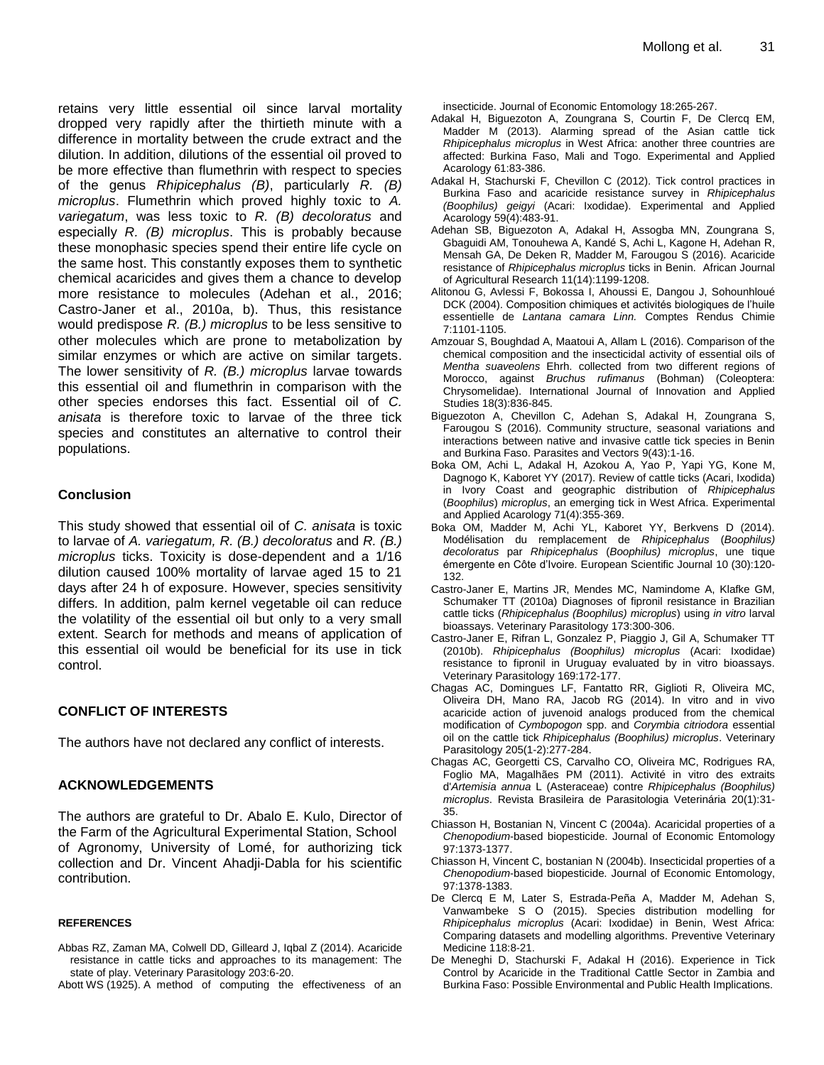retains very little essential oil since larval mortality dropped very rapidly after the thirtieth minute with a difference in mortality between the crude extract and the dilution. In addition, dilutions of the essential oil proved to be more effective than flumethrin with respect to species of the genus *Rhipicephalus (B)*, particularly *R. (B) microplus*. Flumethrin which proved highly toxic to *A. variegatum*, was less toxic to *R. (B) decoloratus* and especially *R. (B) microplus*. This is probably because these monophasic species spend their entire life cycle on the same host. This constantly exposes them to synthetic chemical acaricides and gives them a chance to develop more resistance to molecules (Adehan et al., 2016; Castro-Janer et al., 2010a, b). Thus, this resistance would predispose *R. (B.) microplus* to be less sensitive to other molecules which are prone to metabolization by similar enzymes or which are active on similar targets. The lower sensitivity of *R. (B.) microplus* larvae towards this essential oil and flumethrin in comparison with the other species endorses this fact. Essential oil of *C. anisata* is therefore toxic to larvae of the three tick species and constitutes an alternative to control their populations.

## Conclusion

This study showed that essential oil of *C. anisata* is toxic to larvae of *A. variegatum, R. (B.) decoloratus* and *R. (B.) microplus* ticks. Toxicity is dose-dependent and a 1/16 dilution caused 100% mortality of larvae aged 15 to 21 days after 24 h of exposure. However, species sensitivity differs. In addition, palm kernel vegetable oil can reduce the volatility of the essential oil but only to a very small extent. Search for methods and means of application of this essential oil would be beneficial for its use in tick control.

## CONFLICT OF INTERESTS

The authors have not declared any conflict of interests.

## ACKNOWLEDGEMENTS

The authors are grateful to Dr. Abalo E. Kulo, Director of the Farm of the Agricultural Experimental Station, School of Agronomy, University of Lomé, for authorizing tick collection and Dr. Vincent Ahadji-Dabla for his scientific contribution.

## REFERENCES

Abbas RZ, Zaman MA, Colwell DD, Gilleard J, Iqbal Z (2014). Acaricide resistance in cattle ticks and approaches to its management: The state of play. Veterinary Parasitology 203:6-20.

Abott WS (1925). A method of computing the effectiveness of an insecticide. Journal of Economic Entomology 18:265-267.

Adakal H, Biguezoton A, Zoungrana S, Courtin F, De Clercq EM, Madder M (2013). Alarming spread of the Asian cattle tick *Rhipicephalus microplus* in West Africa: another three countries are affected: Burkina Faso, Mali and Togo. Experimental and Applied Acarology 61:83-386.

Adakal H, Stachurski F, Chevillon C (2012). Tick control practices in Burkina Faso and acaricide resistance survey in *Rhipicephalus (Boophilus) geigyi* (Acari: Ixodidae). Experimental and Applied Acarology 59(4):483-91.

Adehan SB, Biguezoton A, Adakal H, Assogba MN, Zoungrana S, Gbaguidi AM, Tonouhewa A, Kandé S, Achi L, Kagone H, Adehan R, Mensah GA, De Deken R, Madder M, Farougou S (2016). Acaricide resistance of *Rhipicephalus microplus* ticks in Benin. African Journal of Agricultural Research 11(14):1199-1208.

Alitonou G, Avlessi F, Bokossa I, Ahoussi E, Dangou J, Sohounhloué DCK (2004). Composition chimiques et activités biologiques de l'huile essentielle de *Lantana camara Linn.* Comptes Rendus Chimie 7:1101-1105.

Amzouar S, Boughdad A, Maatoui A, Allam L (2016). Comparison of the chemical composition and the insecticidal activity of essential oils of *Mentha suaveolens* Ehrh. collected from two different regions of Morocco, against *Bruchus rufimanus* (Bohman) (Coleoptera: Chrysomelidae). International Journal of Innovation and Applied Studies 18(3):836-845.

Biguezoton A, Chevillon C, Adehan S, Adakal H, Zoungrana S, Farougou S (2016). Community structure, seasonal variations and interactions between native and invasive cattle tick species in Benin and Burkina Faso. Parasites and Vectors 9(43):1-16.

Boka OM, Achi L, Adakal H, Azokou A, Yao P, Yapi YG, Kone M, Dagnogo K, Kaboret YY (2017). Review of cattle ticks (Acari, Ixodida) in Ivory Coast and geographic distribution of *Rhipicephalus* (*Boophilus*) *microplus*, an emerging tick in West Africa. Experimental and Applied Acarology 71(4):355-369.

Boka OM, Madder M, Achi YL, Kaboret YY, Berkvens D (2014). Modélisation du remplacement de *Rhipicephalus* (*Boophilus) decoloratus* par *Rhipicephalus* (*Boophilus) microplus*, une tique émergente en Côte d'Ivoire. European Scientific Journal 10 (30):120-132.

Castro-Janer E, Martins JR, Mendes MC, Namindome A, Klafke GM, Schumaker TT (2010a) Diagnoses of fipronil resistance in Brazilian cattle ticks (*Rhipicephalus (Boophilus) microplus*) using *in vitro* larval bioassays. Veterinary Parasitology 173:300-306.

Castro-Janer E, Rifran L, Gonzalez P, Piaggio J, Gil A, Schumaker TT (2010b). *Rhipicephalus (Boophilus) microplus* (Acari: Ixodidae) resistance to fipronil in Uruguay evaluated by in vitro bioassays. Veterinary Parasitology 169:172-177.

Chagas AC, Domingues LF, Fantatto RR, Giglioti R, Oliveira MC, Oliveira DH, Mano RA, Jacob RG (2014). In vitro and in vivo acaricide action of juvenoid analogs produced from the chemical modification of *Cymbopogon* spp. and *Corymbia citriodora* essential oil on the cattle tick *Rhipicephalus (Boophilus) microplus*. Veterinary Parasitology 205(1-2):277-284.

Chagas AC, Georgetti CS, Carvalho CO, Oliveira MC, Rodrigues RA, Foglio MA, Magalhães PM (2011). Activité in vitro des extraits d'*Artemisia annua* L (Asteraceae) contre *Rhipicephalus (Boophilus) microplus*. Revista Brasileira de Parasitologia Veterinária 20(1):31-35.

Chiasson H, Bostanian N, Vincent C (2004a). Acaricidal properties of a *Chenopodium*-based biopesticide. Journal of Economic Entomology 97:1373-1377.

Chiasson H, Vincent C, bostanian N (2004b). Insecticidal properties of a *Chenopodium*-based biopesticide. Journal of Economic Entomology, 97:1378-1383.

De Clercq E M, Later S, Estrada-Peña A, Madder M, Adehan S, Vanwambeke S O (2015). Species distribution modelling for *Rhipicephalus microplus* (Acari: Ixodidae) in Benin, West Africa: Comparing datasets and modelling algorithms. Preventive Veterinary Medicine 118:8-21.

De Meneghi D, Stachurski F, Adakal H (2016). Experience in Tick Control by Acaricide in the Traditional Cattle Sector in Zambia and Burkina Faso: Possible Environmental and Public Health Implications.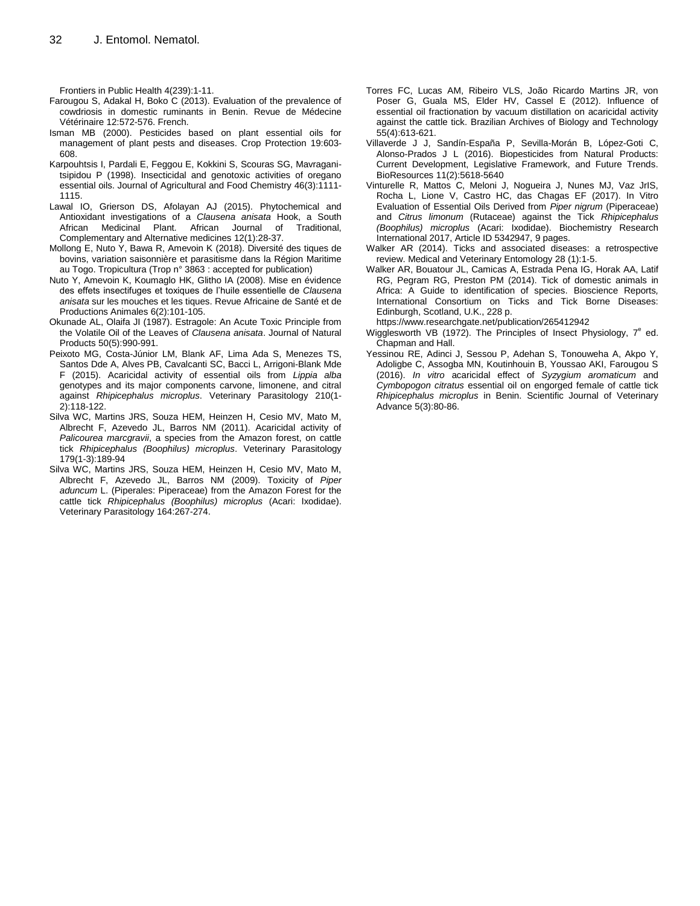Frontiers in Public Health 4(239):1-11.

Farougou S, Adakal H, Boko C (2013). Evaluation of the prevalence of cowdriosis in domestic ruminants in Benin. Revue de Médecine Vétérinaire 12:572-576. French.

Isman MB (2000). Pesticides based on plant essential oils for management of plant pests and diseases. Crop Protection 19:603-608.

Karpouhtsis I, Pardali E, Feggou E, Kokkini S, Scouras SG, Mavragani-tsipidou P (1998). Insecticidal and genotoxic activities of oregano essential oils. Journal of Agricultural and Food Chemistry 46(3):1111-1115.

Lawal IO, Grierson DS, Afolayan AJ (2015). Phytochemical and Antioxidant investigations of a *Clausena anisata* Hook, a South African Medicinal Plant. African Journal of Traditional, Complementary and Alternative medicines 12(1):28-37.

Mollong E, Nuto Y, Bawa R, Amevoin K (2018). Diversité des tiques de bovins, variation saisonnière et parasitisme dans la Région Maritime au Togo. Tropicultura (Trop n° 3863 : accepted for publication)

Nuto Y, Amevoin K, Koumaglo HK, Glitho IA (2008). Mise en évidence des effets insectifuges et toxiques de l'huile essentielle de *Clausena anisata* sur les mouches et les tiques. Revue Africaine de Santé et de Productions Animales 6(2):101-105.

Okunade AL, Olaifa JI (1987). Estragole: An Acute Toxic Principle from the Volatile Oil of the Leaves of *Clausena anisata*. Journal of Natural Products 50(5):990-991.

Peixoto MG, Costa-Júnior LM, Blank AF, Lima Ada S, Menezes TS, Santos Dde A, Alves PB, Cavalcanti SC, Bacci L, Arrigoni-Blank Mde F (2015). Acaricidal activity of essential oils from *Lippia alba* genotypes and its major components carvone, limonene, and citral against *Rhipicephalus microplus*. Veterinary Parasitology 210(1-2):118-122.

Silva WC, Martins JRS, Souza HEM, Heinzen H, Cesio MV, Mato M, Albrecht F, Azevedo JL, Barros NM (2011). Acaricidal activity of *Palicourea marcgravii*, a species from the Amazon forest, on cattle tick *Rhipicephalus (Boophilus) microplus*. Veterinary Parasitology 179(1-3):189-94

Silva WC, Martins JRS, Souza HEM, Heinzen H, Cesio MV, Mato M, Albrecht F, Azevedo JL, Barros NM (2009). Toxicity of *Piper aduncum* L. (Piperales: Piperaceae) from the Amazon Forest for the cattle tick *Rhipicephalus (Boophilus) microplus* (Acari: Ixodidae). Veterinary Parasitology 164:267-274.

Torres FC, Lucas AM, Ribeiro VLS, João Ricardo Martins JR, von Poser G, Guala MS, Elder HV, Cassel E (2012). Influence of essential oil fractionation by vacuum distillation on acaricidal activity against the cattle tick. Brazilian Archives of Biology and Technology 55(4):613-621.

Villaverde J J, Sandín-España P, Sevilla-Morán B, López-Goti C, Alonso-Prados J L (2016). Biopesticides from Natural Products: Current Development, Legislative Framework, and Future Trends. BioResources 11(2):5618-5640

Vinturelle R, Mattos C, Meloni J, Nogueira J, Nunes MJ, Vaz JrIS, Rocha L, Lione V, Castro HC, das Chagas EF (2017). In Vitro Evaluation of Essential Oils Derived from *Piper nigrum* (Piperaceae) and *Citrus limonum* (Rutaceae) against the Tick *Rhipicephalus (Boophilus) microplus* (Acari: Ixodidae). Biochemistry Research International 2017, Article ID 5342947, 9 pages.

Walker AR (2014). Ticks and associated diseases: a retrospective review. Medical and Veterinary Entomology 28 (1):1-5.

Walker AR, Bouatour JL, Camicas A, Estrada Pena IG, Horak AA, Latif RG, Pegram RG, Preston PM (2014). Tick of domestic animals in Africa: A Guide to identification of species. Bioscience Reports, International Consortium on Ticks and Tick Borne Diseases: Edinburgh, Scotland, U.K., 228 p. https://www.researchgate.net/publication/265412942

Wigglesworth VB (1972). The Principles of Insect Physiology, 7$^{e}$ ed. Chapman and Hall.

Yessinou RE, Adinci J, Sessou P, Adehan S, Tonouweha A, Akpo Y, Adoligbe C, Assogba MN, Koutinhouin B, Youssao AKI, Farougou S (2016). *In vitro* acaricidal effect of *Syzygium aromaticum* and *Cymbopogon citratus* essential oil on engorged female of cattle tick *Rhipicephalus microplus* in Benin. Scientific Journal of Veterinary Advance 5(3):80-86.